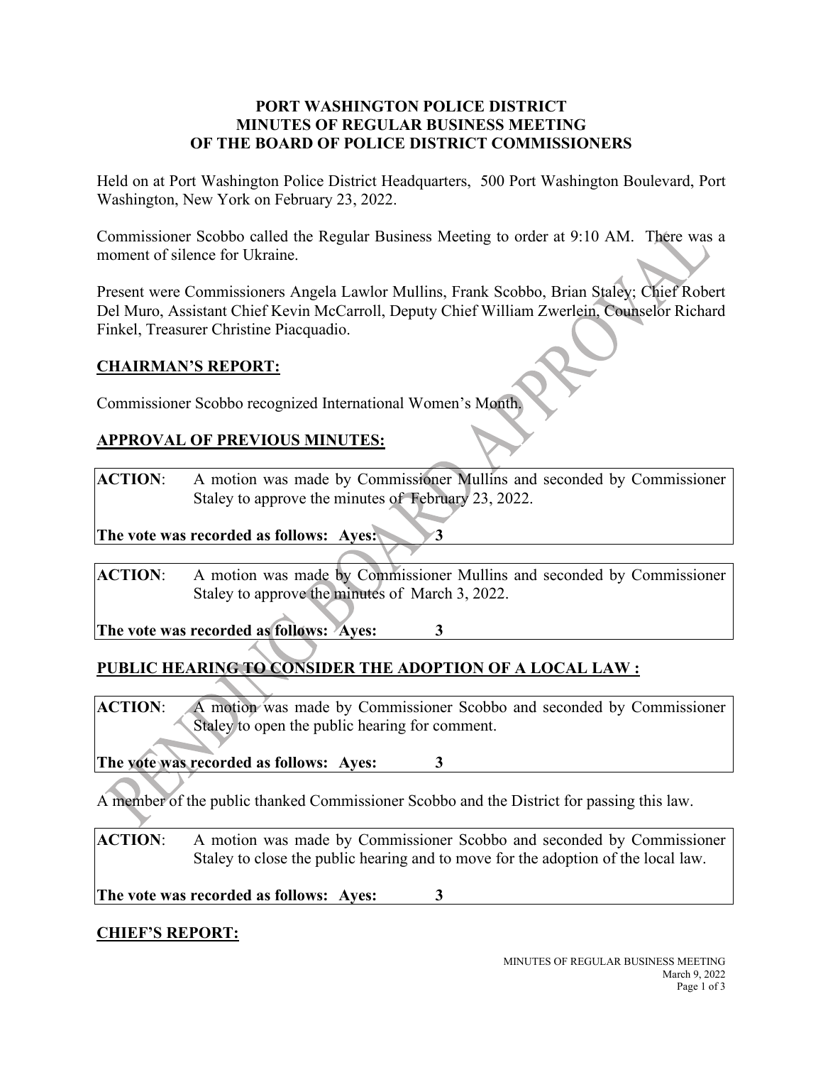**PORT WASHINGTON POLICE DISTRICT**
**MINUTES OF REGULAR BUSINESS MEETING**
**OF THE BOARD OF POLICE DISTRICT COMMISSIONERS**

Held on at Port Washington Police District Headquarters, 500 Port Washington Boulevard, Port Washington, New York on February 23, 2022.

Commissioner Scobbo called the Regular Business Meeting to order at 9:10 AM. There was a moment of silence for Ukraine.

Present were Commissioners Angela Lawlor Mullins, Frank Scobbo, Brian Staley; Chief Robert Del Muro, Assistant Chief Kevin McCarroll, Deputy Chief William Zwerlein, Counselor Richard Finkel, Treasurer Christine Piacquadio.

## CHAIRMAN'S REPORT:

Commissioner Scobbo recognized International Women's Month.

## APPROVAL OF PREVIOUS MINUTES:

**ACTION**: A motion was made by Commissioner Mullins and seconded by Commissioner Staley to approve the minutes of February 23, 2022.

**The vote was recorded as follows: Ayes: 3**

**ACTION**: A motion was made by Commissioner Mullins and seconded by Commissioner Staley to approve the minutes of March 3, 2022.

**The vote was recorded as follows: Ayes: 3**

## PUBLIC HEARING TO CONSIDER THE ADOPTION OF A LOCAL LAW :

**ACTION**: A motion was made by Commissioner Scobbo and seconded by Commissioner Staley to open the public hearing for comment.

**The vote was recorded as follows: Ayes: 3**

A member of the public thanked Commissioner Scobbo and the District for passing this law.

**ACTION**: A motion was made by Commissioner Scobbo and seconded by Commissioner Staley to close the public hearing and to move for the adoption of the local law.

**The vote was recorded as follows: Ayes: 3**

## CHIEF'S REPORT: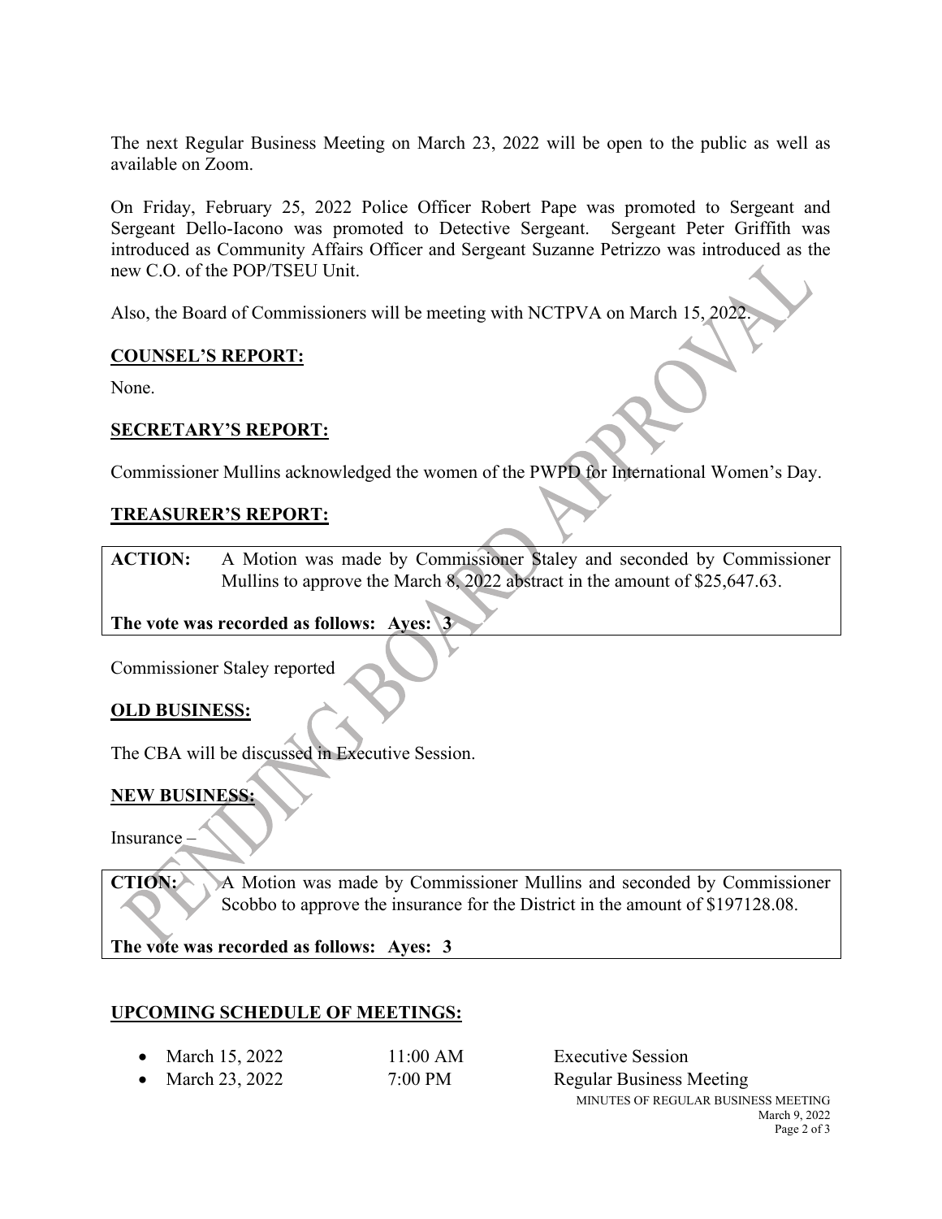The next Regular Business Meeting on March 23, 2022 will be open to the public as well as available on Zoom.

On Friday, February 25, 2022 Police Officer Robert Pape was promoted to Sergeant and Sergeant Dello-Iacono was promoted to Detective Sergeant. Sergeant Peter Griffith was introduced as Community Affairs Officer and Sergeant Suzanne Petrizzo was introduced as the new C.O. of the POP/TSEU Unit.

Also, the Board of Commissioners will be meeting with NCTPVA on March 15, 2022.

## COUNSEL'S REPORT:

None.

## SECRETARY'S REPORT:

Commissioner Mullins acknowledged the women of the PWPD for International Women's Day.

## TREASURER'S REPORT:

**ACTION:** A Motion was made by Commissioner Staley and seconded by Commissioner Mullins to approve the March 8, 2022 abstract in the amount of $25,647.63.

**The vote was recorded as follows: Ayes: 3**

Commissioner Staley reported

## OLD BUSINESS:

The CBA will be discussed in Executive Session.

## NEW BUSINESS:

Insurance –

**CTION:** A Motion was made by Commissioner Mullins and seconded by Commissioner Scobbo to approve the insurance for the District in the amount of $197128.08.

**The vote was recorded as follows: Ayes: 3**

## UPCOMING SCHEDULE OF MEETINGS:

- March 15, 2022 11:00 AM Executive Session
- March 23, 2022 7:00 PM Regular Business Meeting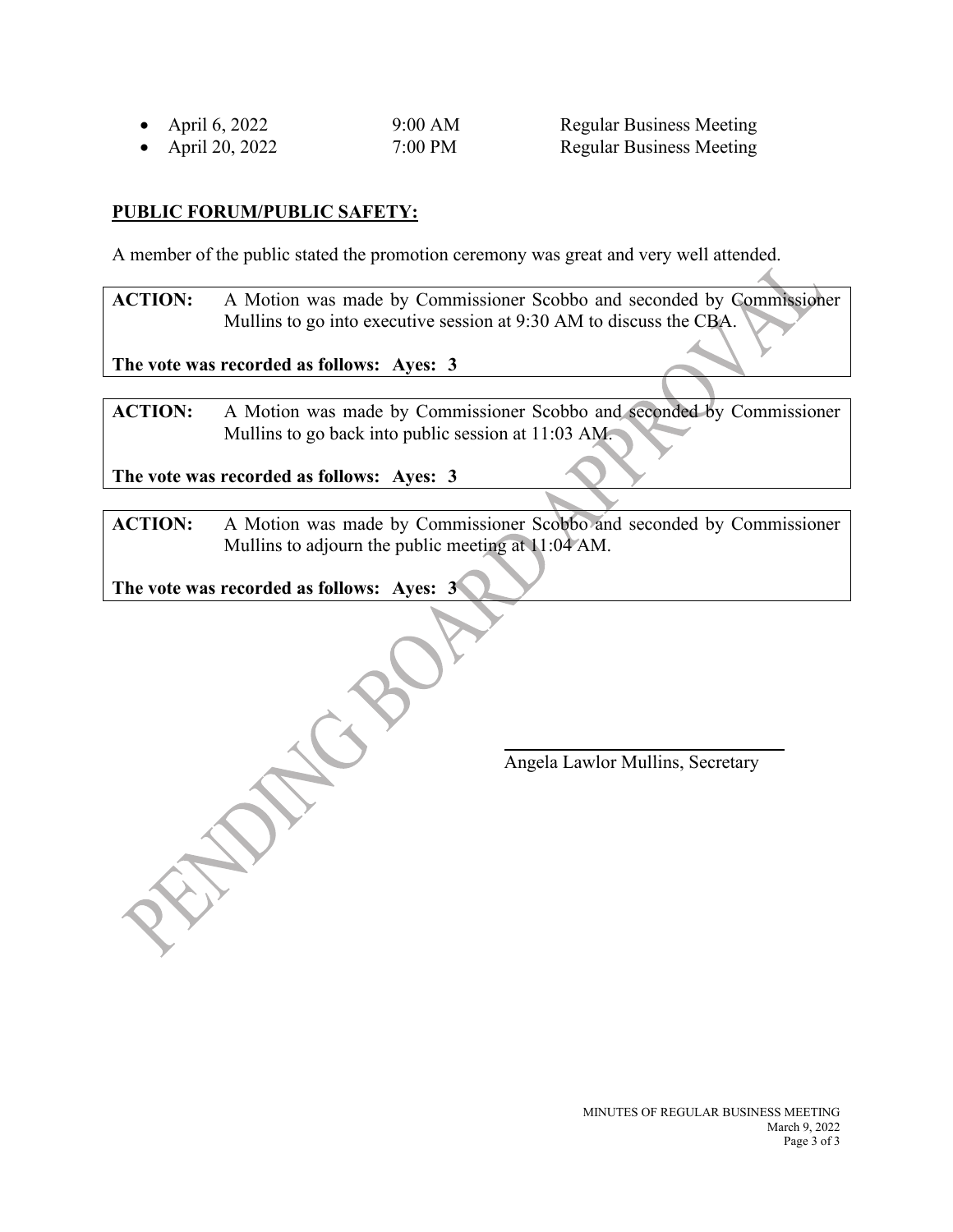- April 6, 2022 9:00 AM Regular Business Meeting
- April 20, 2022 7:00 PM Regular Business Meeting

## PUBLIC FORUM/PUBLIC SAFETY:

A member of the public stated the promotion ceremony was great and very well attended.

**ACTION:** A Motion was made by Commissioner Scobbo and seconded by Commissioner Mullins to go into executive session at 9:30 AM to discuss the CBA.

**The vote was recorded as follows: Ayes: 3**

**ACTION:** A Motion was made by Commissioner Scobbo and seconded by Commissioner Mullins to go back into public session at 11:03 AM.

**The vote was recorded as follows: Ayes: 3**

**ACTION:** A Motion was made by Commissioner Scobbo and seconded by Commissioner Mullins to adjourn the public meeting at 11:04 AM.

**The vote was recorded as follows: Ayes: 3**

PENDING BOARD APPROVAL

Angela Lawlor Mullins, Secretary